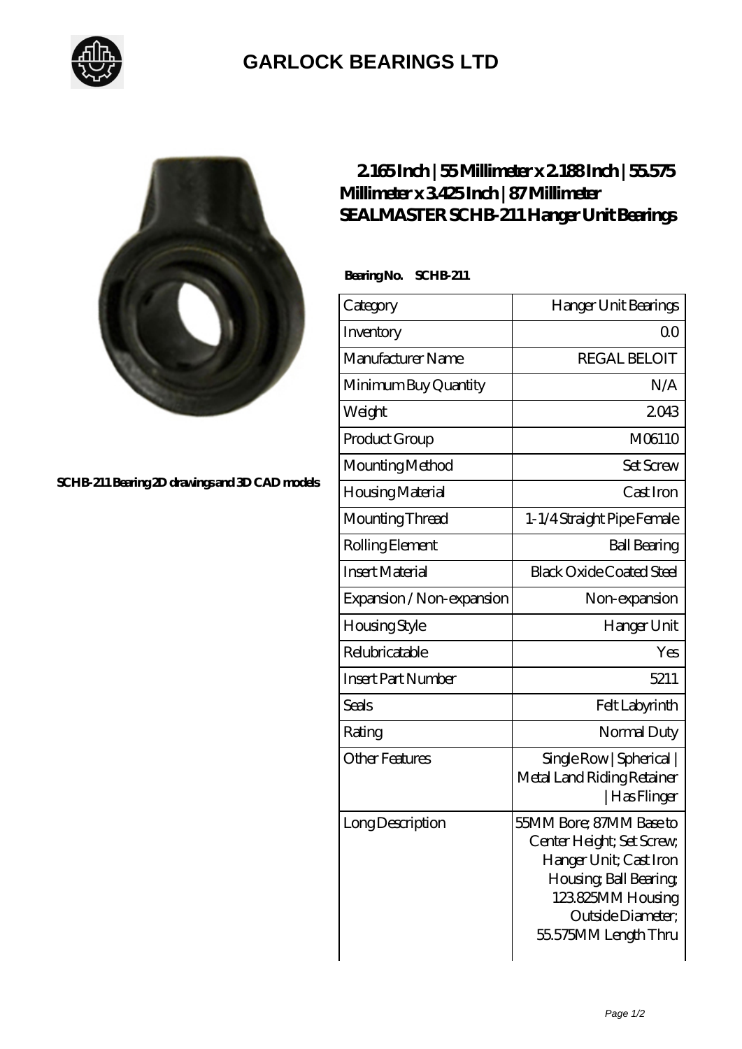## GARLOCK BEARINGS LTD

SCHB-211 Bearing 2D drawings and 3D CAD models

# 2.165 Inch | 55 Millimeter x 2.188 Inch | 55.575 Millimeter x 3.425 Inch | 87 Millimeter SEALMASTER SCHB-211 Hanger Unit Bearings

**Bearing No. SCHB-211**

| Category | Hanger Unit Bearings |
|---|---|
| Inventory | 0.0 |
| Manufacturer Name | REGAL BELOIT |
| Minimum Buy Quantity | N/A |
| Weight | 2.043 |
| Product Group | M06110 |
| Mounting Method | Set Screw |
| Housing Material | Cast Iron |
| Mounting Thread | 1-1/4 Straight Pipe Female |
| Rolling Element | Ball Bearing |
| Insert Material | Black Oxide Coated Steel |
| Expansion / Non-expansion | Non-expansion |
| Housing Style | Hanger Unit |
| Relubricatable | Yes |
| Insert Part Number | 5211 |
| Seals | Felt Labyrinth |
| Rating | Normal Duty |
| Other Features | Single Row \| Spherical \| Metal Land Riding Retainer \| Has Flinger |
| Long Description | 55MM Bore; 87MM Base to Center Height; Set Screw; Hanger Unit; Cast Iron Housing; Ball Bearing; 123.825MM Housing Outside Diameter; 55.575MM Length Thru |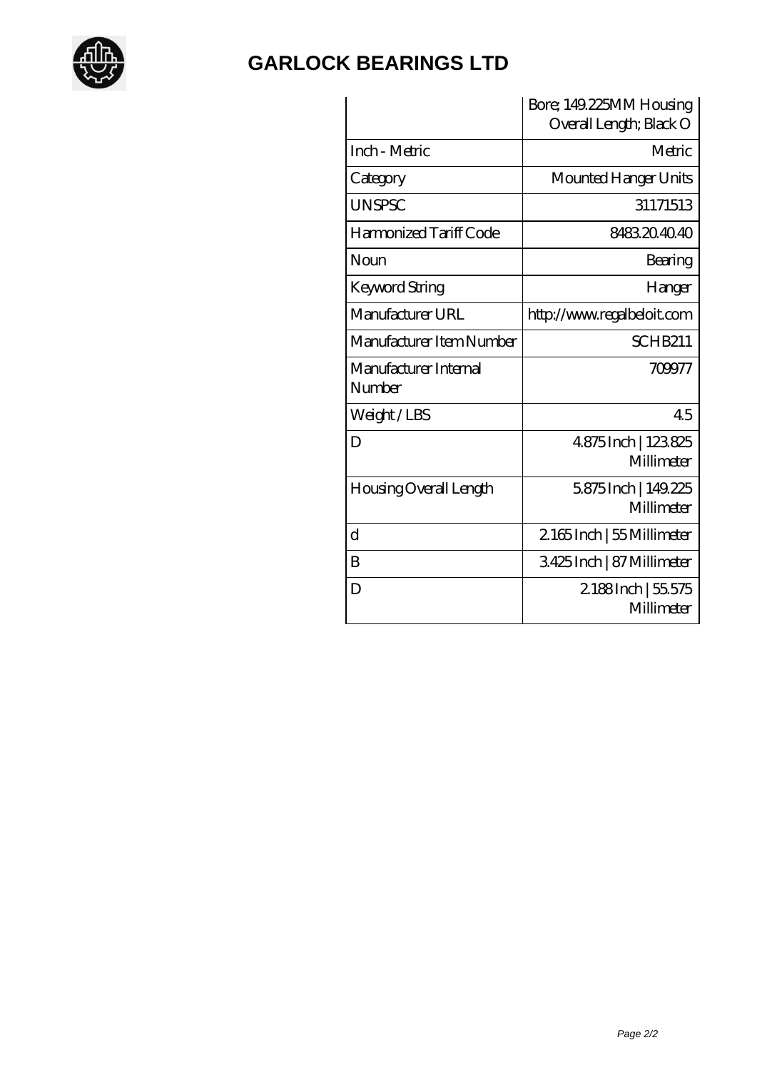# GARLOCK BEARINGS LTD

| | |
|---|---|
| | Bore; 149.225MM Housing Overall Length; Black O |
| Inch - Metric | Metric |
| Category | Mounted Hanger Units |
| UNSPSC | 31171513 |
| Harmonized Tariff Code | 8483.20.40.40 |
| Noun | Bearing |
| Keyword String | Hanger |
| Manufacturer URL | http://www.regalbeloit.com |
| Manufacturer Item Number | SCHB211 |
| Manufacturer Internal Number | 709977 |
| Weight / LBS | 4.5 |
| D | 4.875 Inch \| 123.825 Millimeter |
| Housing Overall Length | 5.875 Inch \| 149.225 Millimeter |
| d | 2.165 Inch \| 55 Millimeter |
| B | 3.425 Inch \| 87 Millimeter |
| D | 2.188 Inch \| 55.575 Millimeter |